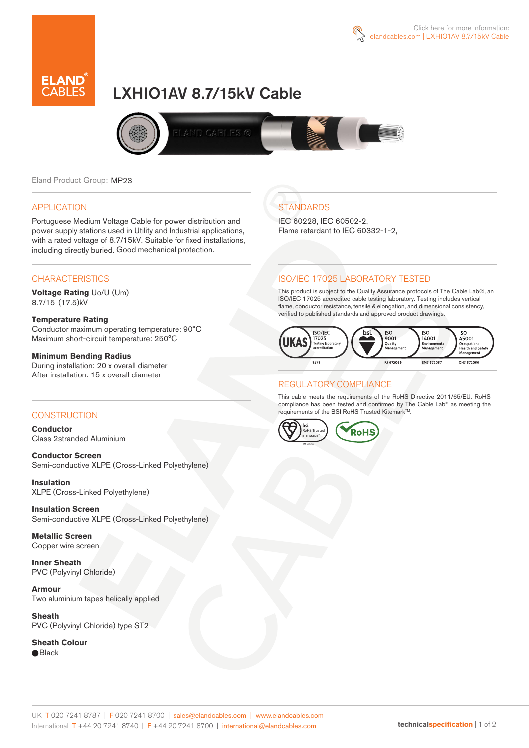Click here for more information: elandcables.com | LXHIO1AV 8.7/15kV Cable

# LXHIO1AV 8.7/15kV Cable

Eland Product Group: MP23

## APPLICATION

Portuguese Medium Voltage Cable for power distribution and power supply stations used in Utility and Industrial applications, with a rated voltage of 8.7/15kV. Suitable for fixed installations, including directly buried. Good mechanical protection.

## CHARACTERISTICS

**Voltage Rating** Uo/U (Um)
8.7/15 (17.5)kV

**Temperature Rating**
Conductor maximum operating temperature: 90°C
Maximum short-circuit temperature: 250°C

**Minimum Bending Radius**
During installation: 20 x overall diameter
After installation: 15 x overall diameter

## CONSTRUCTION

**Conductor**
Class 2stranded Aluminium

**Conductor Screen**
Semi-conductive XLPE (Cross-Linked Polyethylene)

**Insulation**
XLPE (Cross-Linked Polyethylene)

**Insulation Screen**
Semi-conductive XLPE (Cross-Linked Polyethylene)

**Metallic Screen**
Copper wire screen

**Inner Sheath**
PVC (Polyvinyl Chloride)

**Armour**
Two aluminium tapes helically applied

**Sheath**
PVC (Polyvinyl Chloride) type ST2

**Sheath Colour**
● Black

## STANDARDS

IEC 60228, IEC 60502-2,
Flame retardant to IEC 60332-1-2,

## ISO/IEC 17025 LABORATORY TESTED

This product is subject to the Quality Assurance protocols of The Cable Lab®, an ISO/IEC 17025 accredited cable testing laboratory. Testing includes vertical flame, conductor resistance, tensile & elongation, and dimensional consistency, verified to published standards and approved product drawings.

UKAS ISO/IEC 17025 Testing laboratory accreditation 8578 | bsi. ISO 9001 Quality Management FS 672069 | ISO 14001 Environmental Management EMS 672067 | ISO 45001 Occupational Health and Safety Management OHS 672066

## REGULATORY COMPLIANCE

This cable meets the requirements of the RoHS Directive 2011/65/EU. RoHS compliance has been tested and confirmed by The Cable Lab® as meeting the requirements of the BSI RoHS Trusted Kitemark™.

bsi. RoHS Trusted KITEMARK™ | RoHS

UK T 020 7241 8787 | F 020 7241 8700 | sales@elandcables.com | www.elandcables.com
International T +44 20 7241 8740 | F +44 20 7241 8700 | international@elandcables.com

technicalspecification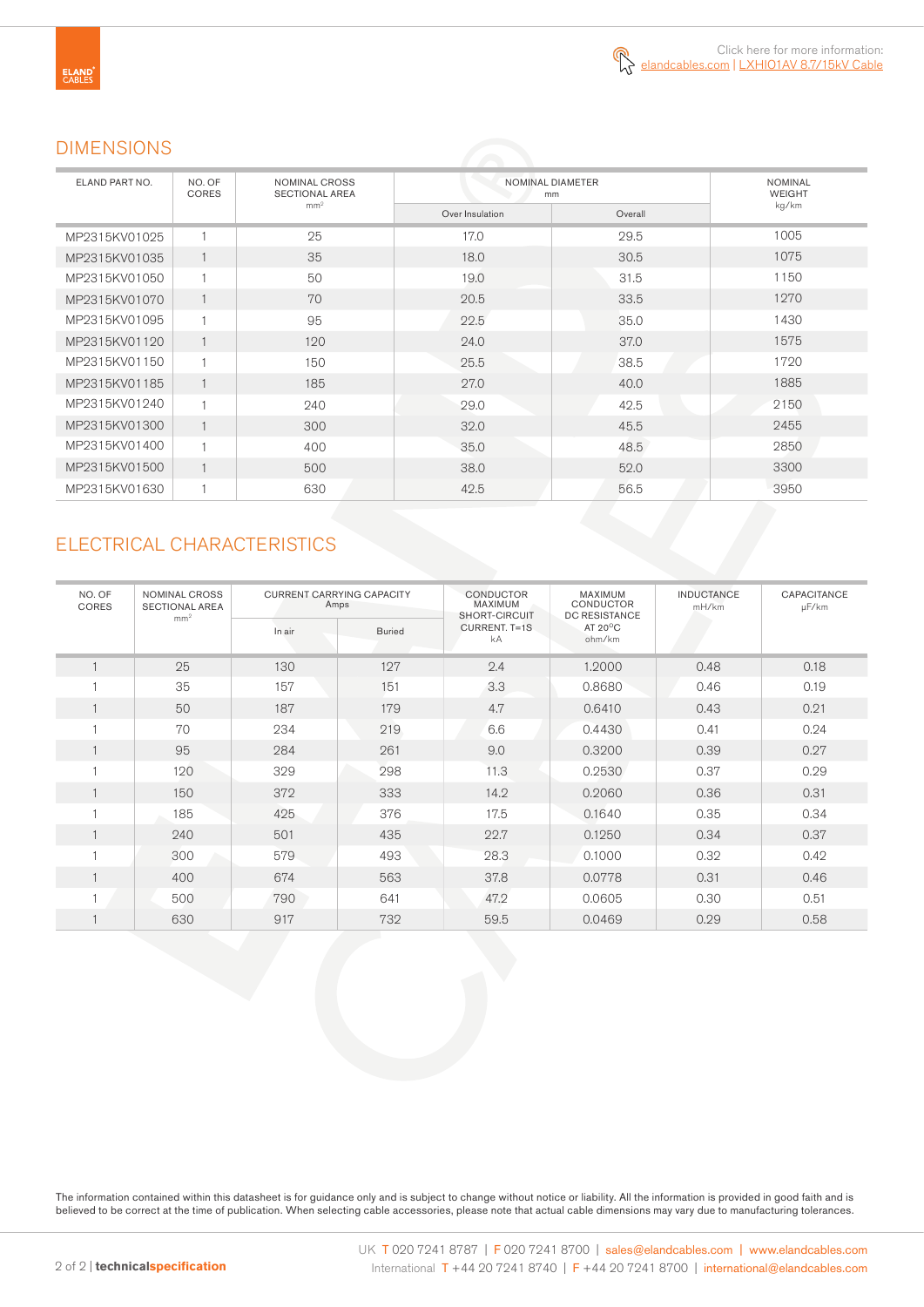Click here for more information: elandcables.com | LXHIO1AV 8.7/15kV Cable

## DIMENSIONS

| ELAND PART NO. | NO. OF CORES | NOMINAL CROSS SECTIONAL AREA mm² | NOMINAL DIAMETER mm | | NOMINAL WEIGHT kg/km |
|---|---|---|---|---|---|
| | | | Over Insulation | Overall | |
| MP2315KV01025 | 1 | 25 | 17.0 | 29.5 | 1005 |
| MP2315KV01035 | 1 | 35 | 18.0 | 30.5 | 1075 |
| MP2315KV01050 | 1 | 50 | 19.0 | 31.5 | 1150 |
| MP2315KV01070 | 1 | 70 | 20.5 | 33.5 | 1270 |
| MP2315KV01095 | 1 | 95 | 22.5 | 35.0 | 1430 |
| MP2315KV01120 | 1 | 120 | 24.0 | 37.0 | 1575 |
| MP2315KV01150 | 1 | 150 | 25.5 | 38.5 | 1720 |
| MP2315KV01185 | 1 | 185 | 27.0 | 40.0 | 1885 |
| MP2315KV01240 | 1 | 240 | 29.0 | 42.5 | 2150 |
| MP2315KV01300 | 1 | 300 | 32.0 | 45.5 | 2455 |
| MP2315KV01400 | 1 | 400 | 35.0 | 48.5 | 2850 |
| MP2315KV01500 | 1 | 500 | 38.0 | 52.0 | 3300 |
| MP2315KV01630 | 1 | 630 | 42.5 | 56.5 | 3950 |

## ELECTRICAL CHARACTERISTICS

| NO. OF CORES | NOMINAL CROSS SECTIONAL AREA mm² | CURRENT CARRYING CAPACITY Amps | | CONDUCTOR MAXIMUM SHORT-CIRCUIT CURRENT. T=1S kA | MAXIMUM CONDUCTOR DC RESISTANCE AT 20°C ohm/km | INDUCTANCE mH/km | CAPACITANCE μF/km |
|---|---|---|---|---|---|---|---|
| | | In air | Buried | | | | |
| 1 | 25 | 130 | 127 | 2.4 | 1.2000 | 0.48 | 0.18 |
| 1 | 35 | 157 | 151 | 3.3 | 0.8680 | 0.46 | 0.19 |
| 1 | 50 | 187 | 179 | 4.7 | 0.6410 | 0.43 | 0.21 |
| 1 | 70 | 234 | 219 | 6.6 | 0.4430 | 0.41 | 0.24 |
| 1 | 95 | 284 | 261 | 9.0 | 0.3200 | 0.39 | 0.27 |
| 1 | 120 | 329 | 298 | 11.3 | 0.2530 | 0.37 | 0.29 |
| 1 | 150 | 372 | 333 | 14.2 | 0.2060 | 0.36 | 0.31 |
| 1 | 185 | 425 | 376 | 17.5 | 0.1640 | 0.35 | 0.34 |
| 1 | 240 | 501 | 435 | 22.7 | 0.1250 | 0.34 | 0.37 |
| 1 | 300 | 579 | 493 | 28.3 | 0.1000 | 0.32 | 0.42 |
| 1 | 400 | 674 | 563 | 37.8 | 0.0778 | 0.31 | 0.46 |
| 1 | 500 | 790 | 641 | 47.2 | 0.0605 | 0.30 | 0.51 |
| 1 | 630 | 917 | 732 | 59.5 | 0.0469 | 0.29 | 0.58 |

The information contained within this datasheet is for guidance only and is subject to change without notice or liability. All the information is provided in good faith and is believed to be correct at the time of publication. When selecting cable accessories, please note that actual cable dimensions may vary due to manufacturing tolerances.

UK T 020 7241 8787 | F 020 7241 8700 | sales@elandcables.com | www.elandcables.com
International T +44 20 7241 8740 | F +44 20 7241 8700 | international@elandcables.com